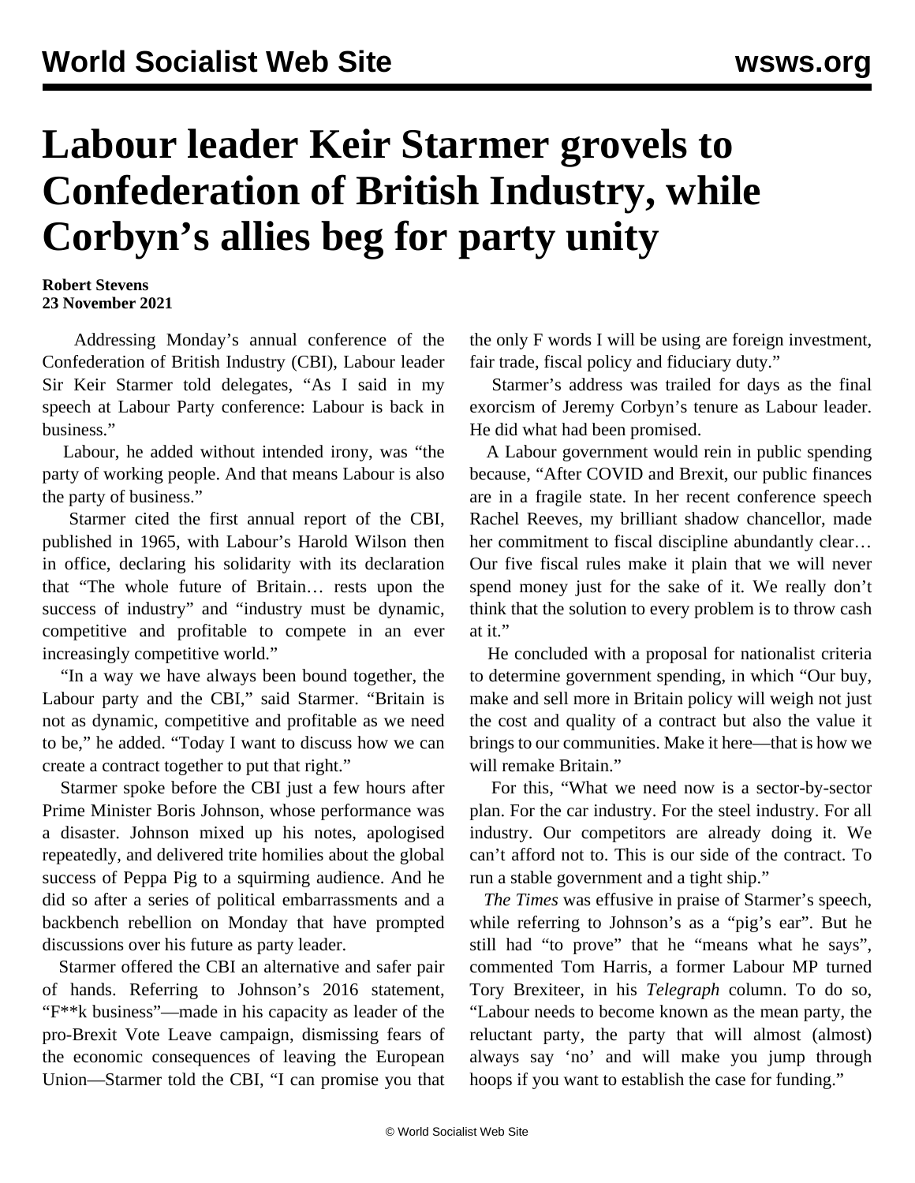# Labour leader Keir Starmer grovels to Confederation of British Industry, while Corbyn's allies beg for party unity

**Robert Stevens**
**23 November 2021**

Addressing Monday's annual conference of the Confederation of British Industry (CBI), Labour leader Sir Keir Starmer told delegates, "As I said in my speech at Labour Party conference: Labour is back in business."

Labour, he added without intended irony, was "the party of working people. And that means Labour is also the party of business."

Starmer cited the first annual report of the CBI, published in 1965, with Labour's Harold Wilson then in office, declaring his solidarity with its declaration that "The whole future of Britain… rests upon the success of industry" and "industry must be dynamic, competitive and profitable to compete in an ever increasingly competitive world."

"In a way we have always been bound together, the Labour party and the CBI," said Starmer. "Britain is not as dynamic, competitive and profitable as we need to be," he added. "Today I want to discuss how we can create a contract together to put that right."

Starmer spoke before the CBI just a few hours after Prime Minister Boris Johnson, whose performance was a disaster. Johnson mixed up his notes, apologised repeatedly, and delivered trite homilies about the global success of Peppa Pig to a squirming audience. And he did so after a series of political embarrassments and a backbench rebellion on Monday that have prompted discussions over his future as party leader.

Starmer offered the CBI an alternative and safer pair of hands. Referring to Johnson's 2016 statement, "F**k business"—made in his capacity as leader of the pro-Brexit Vote Leave campaign, dismissing fears of the economic consequences of leaving the European Union—Starmer told the CBI, "I can promise you that the only F words I will be using are foreign investment, fair trade, fiscal policy and fiduciary duty."

Starmer's address was trailed for days as the final exorcism of Jeremy Corbyn's tenure as Labour leader. He did what had been promised.

A Labour government would rein in public spending because, "After COVID and Brexit, our public finances are in a fragile state. In her recent conference speech Rachel Reeves, my brilliant shadow chancellor, made her commitment to fiscal discipline abundantly clear… Our five fiscal rules make it plain that we will never spend money just for the sake of it. We really don't think that the solution to every problem is to throw cash at it."

He concluded with a proposal for nationalist criteria to determine government spending, in which "Our buy, make and sell more in Britain policy will weigh not just the cost and quality of a contract but also the value it brings to our communities. Make it here—that is how we will remake Britain."

For this, "What we need now is a sector-by-sector plan. For the car industry. For the steel industry. For all industry. Our competitors are already doing it. We can't afford not to. This is our side of the contract. To run a stable government and a tight ship."

*The Times* was effusive in praise of Starmer's speech, while referring to Johnson's as a "pig's ear". But he still had "to prove" that he "means what he says", commented Tom Harris, a former Labour MP turned Tory Brexiteer, in his *Telegraph* column. To do so, "Labour needs to become known as the mean party, the reluctant party, the party that will almost (almost) always say 'no' and will make you jump through hoops if you want to establish the case for funding."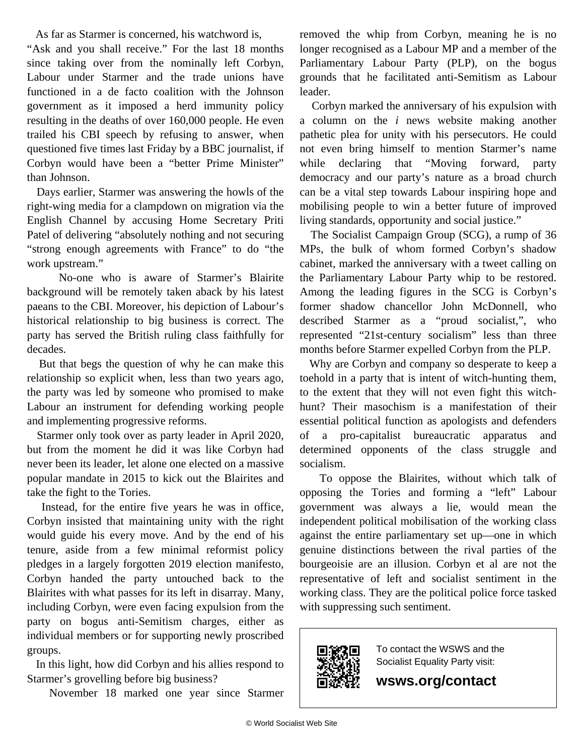As far as Starmer is concerned, his watchword is, "Ask and you shall receive." For the last 18 months since taking over from the nominally left Corbyn, Labour under Starmer and the trade unions have functioned in a de facto coalition with the Johnson government as it imposed a herd immunity policy resulting in the deaths of over 160,000 people. He even trailed his CBI speech by refusing to answer, when questioned five times last Friday by a BBC journalist, if Corbyn would have been a "better Prime Minister" than Johnson.

Days earlier, Starmer was answering the howls of the right-wing media for a clampdown on migration via the English Channel by accusing Home Secretary Priti Patel of delivering "absolutely nothing and not securing "strong enough agreements with France" to do "the work upstream."

No-one who is aware of Starmer's Blairite background will be remotely taken aback by his latest paeans to the CBI. Moreover, his depiction of Labour's historical relationship to big business is correct. The party has served the British ruling class faithfully for decades.

But that begs the question of why he can make this relationship so explicit when, less than two years ago, the party was led by someone who promised to make Labour an instrument for defending working people and implementing progressive reforms.

Starmer only took over as party leader in April 2020, but from the moment he did it was like Corbyn had never been its leader, let alone one elected on a massive popular mandate in 2015 to kick out the Blairites and take the fight to the Tories.

Instead, for the entire five years he was in office, Corbyn insisted that maintaining unity with the right would guide his every move. And by the end of his tenure, aside from a few minimal reformist policy pledges in a largely forgotten 2019 election manifesto, Corbyn handed the party untouched back to the Blairites with what passes for its left in disarray. Many, including Corbyn, were even facing expulsion from the party on bogus anti-Semitism charges, either as individual members or for supporting newly proscribed groups.

In this light, how did Corbyn and his allies respond to Starmer's grovelling before big business?

November 18 marked one year since Starmer removed the whip from Corbyn, meaning he is no longer recognised as a Labour MP and a member of the Parliamentary Labour Party (PLP), on the bogus grounds that he facilitated anti-Semitism as Labour leader.

Corbyn marked the anniversary of his expulsion with a column on the *i* news website making another pathetic plea for unity with his persecutors. He could not even bring himself to mention Starmer's name while declaring that "Moving forward, party democracy and our party's nature as a broad church can be a vital step towards Labour inspiring hope and mobilising people to win a better future of improved living standards, opportunity and social justice."

The Socialist Campaign Group (SCG), a rump of 36 MPs, the bulk of whom formed Corbyn's shadow cabinet, marked the anniversary with a tweet calling on the Parliamentary Labour Party whip to be restored. Among the leading figures in the SCG is Corbyn's former shadow chancellor John McDonnell, who described Starmer as a "proud socialist,", who represented "21st-century socialism" less than three months before Starmer expelled Corbyn from the PLP.

Why are Corbyn and company so desperate to keep a toehold in a party that is intent of witch-hunting them, to the extent that they will not even fight this witch-hunt? Their masochism is a manifestation of their essential political function as apologists and defenders of a pro-capitalist bureaucratic apparatus and determined opponents of the class struggle and socialism.

To oppose the Blairites, without which talk of opposing the Tories and forming a "left" Labour government was always a lie, would mean the independent political mobilisation of the working class against the entire parliamentary set up—one in which genuine distinctions between the rival parties of the bourgeoisie are an illusion. Corbyn et al are not the representative of left and socialist sentiment in the working class. They are the political police force tasked with suppressing such sentiment.

To contact the WSWS and the Socialist Equality Party visit:

**wsws.org/contact**